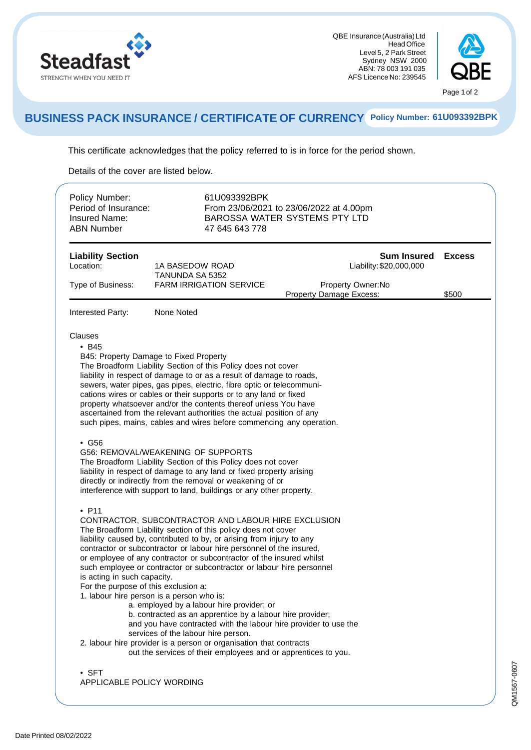Steadfast
STRENGTH WHEN YOU NEED IT

QBE Insurance (Australia) Ltd
Head Office
Level 5, 2 Park Street
Sydney NSW 2000
ABN: 78 003 191 035
AFS Licence No: 239545

QBE

# BUSINESS PACK INSURANCE / CERTIFICATE OF CURRENCY

**Policy Number: 61U093392BPK**

This certificate acknowledges that the policy referred to is in force for the period shown.

Details of the cover are listed below.

| | |
|---|---|
| Policy Number: | 61U093392BPK |
| Period of Insurance: | From 23/06/2021 to 23/06/2022 at 4.00pm |
| Insured Name: | BAROSSA WATER SYSTEMS PTY LTD |
| ABN Number | 47 645 643 778 |

| **Liability Section** | | **Sum Insured** | **Excess** |
|---|---|---|---|
| Location: | 1A BASEDOW ROAD TANUNDA SA 5352 | Liability: $20,000,000 | |
| Type of Business: | FARM IRRIGATION SERVICE | Property Owner: No | |
| | | Property Damage Excess: | $500 |

Interested Party: None Noted

Clauses

- B45

B45: Property Damage to Fixed Property
The Broadform Liability Section of this Policy does not cover liability in respect of damage to or as a result of damage to roads, sewers, water pipes, gas pipes, electric, fibre optic or telecommunications wires or cables or their supports or to any land or fixed property whatsoever and/or the contents thereof unless You have ascertained from the relevant authorities the actual position of any such pipes, mains, cables and wires before commencing any operation.

- G56

G56: REMOVAL/WEAKENING OF SUPPORTS
The Broadform Liability Section of this Policy does not cover liability in respect of damage to any land or fixed property arising directly or indirectly from the removal or weakening of or interference with support to land, buildings or any other property.

- P11

CONTRACTOR, SUBCONTRACTOR AND LABOUR HIRE EXCLUSION
The Broadform Liability section of this policy does not cover liability caused by, contributed to by, or arising from injury to any contractor or subcontractor or labour hire personnel of the insured, or employee of any contractor or subcontractor of the insured whilst such employee or contractor or subcontractor or labour hire personnel is acting in such capacity.
For the purpose of this exclusion a:

1. labour hire person is a person who is:
   a. employed by a labour hire provider; or
   b. contracted as an apprentice by a labour hire provider;
   and you have contracted with the labour hire provider to use the services of the labour hire person.
2. labour hire provider is a person or organisation that contracts out the services of their employees and or apprentices to you.

- SFT

APPLICABLE POLICY WORDING

QM1567-0607

Date Printed 08/02/2022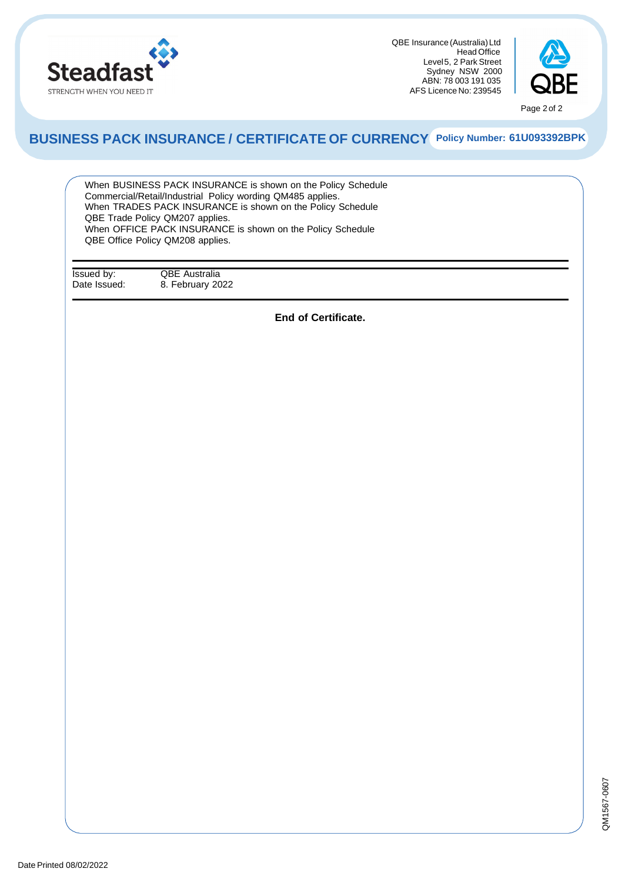Steadfast
STRENGTH WHEN YOU NEED IT

QBE Insurance (Australia) Ltd
Head Office
Level 5, 2 Park Street
Sydney NSW 2000
ABN: 78 003 191 035
AFS Licence No: 239545

## BUSINESS PACK INSURANCE / CERTIFICATE OF CURRENCY

**Policy Number: 61U093392BPK**

When BUSINESS PACK INSURANCE is shown on the Policy Schedule
Commercial/Retail/Industrial Policy wording QM485 applies.
When TRADES PACK INSURANCE is shown on the Policy Schedule
QBE Trade Policy QM207 applies.
When OFFICE PACK INSURANCE is shown on the Policy Schedule
QBE Office Policy QM208 applies.

| | |
|---|---|
| Issued by: | QBE Australia |
| Date Issued: | 8. February 2022 |

**End of Certificate.**

QM1567-0607

Date Printed 08/02/2022